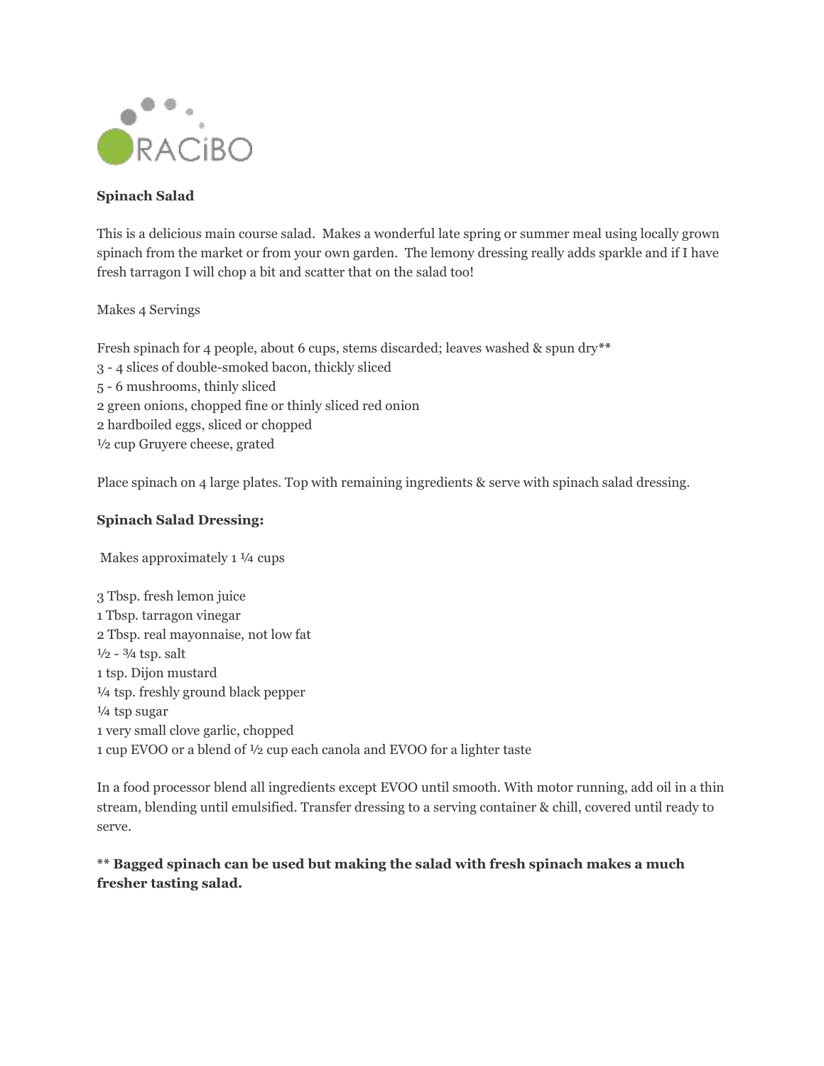# Spinach Salad

This is a delicious main course salad. Makes a wonderful late spring or summer meal using locally grown spinach from the market or from your own garden. The lemony dressing really adds sparkle and if I have fresh tarragon I will chop a bit and scatter that on the salad too!

Makes 4 Servings

Fresh spinach for 4 people, about 6 cups, stems discarded; leaves washed & spun dry**
3 - 4 slices of double-smoked bacon, thickly sliced
5 - 6 mushrooms, thinly sliced
2 green onions, chopped fine or thinly sliced red onion
2 hardboiled eggs, sliced or chopped
½ cup Gruyere cheese, grated

Place spinach on 4 large plates. Top with remaining ingredients & serve with spinach salad dressing.

## Spinach Salad Dressing:

Makes approximately 1 ¼ cups

3 Tbsp. fresh lemon juice
1 Tbsp. tarragon vinegar
2 Tbsp. real mayonnaise, not low fat
½ - ¾ tsp. salt
1 tsp. Dijon mustard
¼ tsp. freshly ground black pepper
¼ tsp sugar
1 very small clove garlic, chopped
1 cup EVOO or a blend of ½ cup each canola and EVOO for a lighter taste

In a food processor blend all ingredients except EVOO until smooth. With motor running, add oil in a thin stream, blending until emulsified. Transfer dressing to a serving container & chill, covered until ready to serve.

**** Bagged spinach can be used but making the salad with fresh spinach makes a much fresher tasting salad.**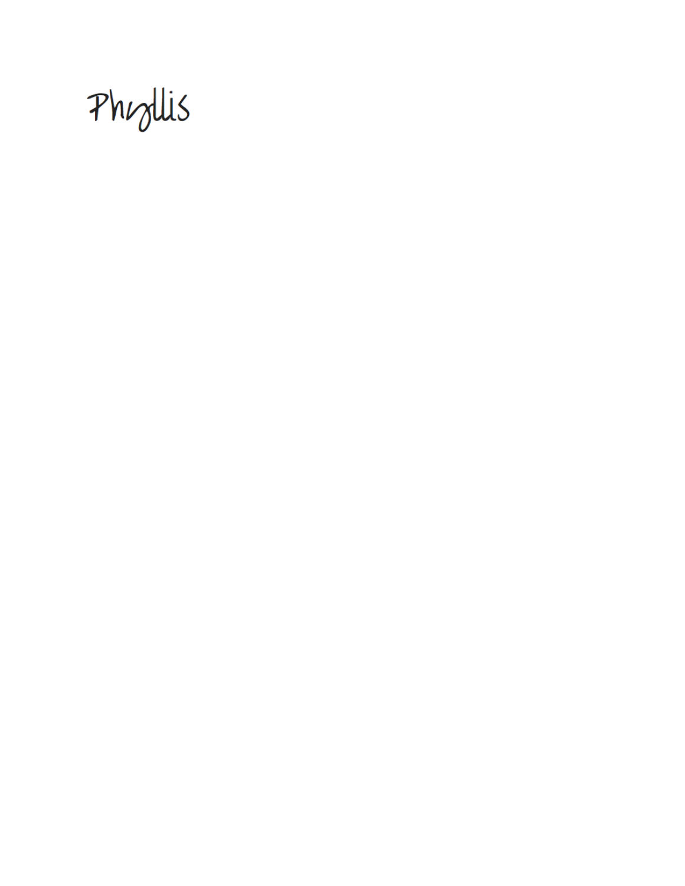Phyllis